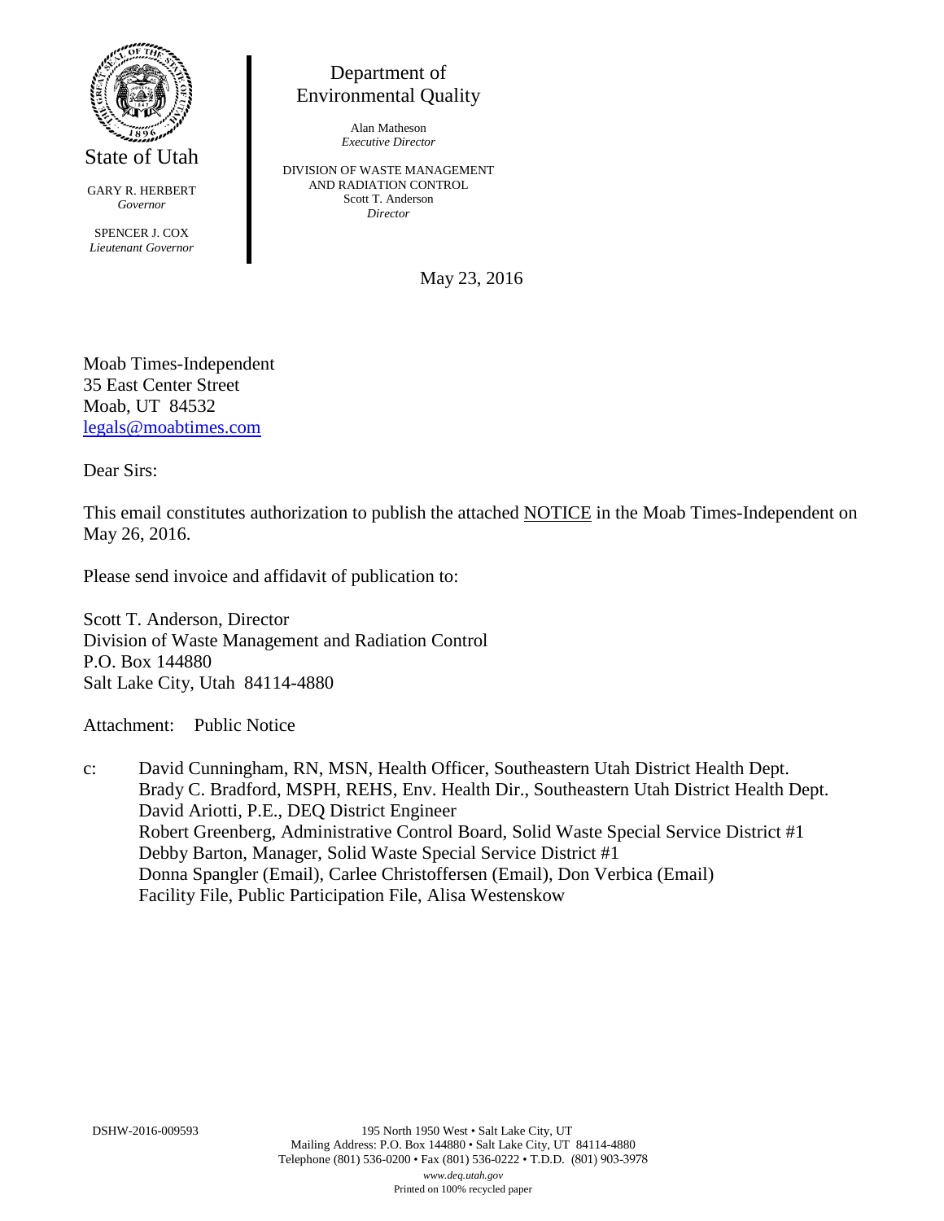State of Utah

GARY R. HERBERT
*Governor*

SPENCER J. COX
*Lieutenant Governor*

Department of
Environmental Quality

Alan Matheson
*Executive Director*

DIVISION OF WASTE MANAGEMENT
AND RADIATION CONTROL
Scott T. Anderson
*Director*

May 23, 2016

Moab Times-Independent
35 East Center Street
Moab, UT 84532
legals@moabtimes.com

Dear Sirs:

This email constitutes authorization to publish the attached NOTICE in the Moab Times-Independent on May 26, 2016.

Please send invoice and affidavit of publication to:

Scott T. Anderson, Director
Division of Waste Management and Radiation Control
P.O. Box 144880
Salt Lake City, Utah 84114-4880

Attachment: Public Notice

c: David Cunningham, RN, MSN, Health Officer, Southeastern Utah District Health Dept.
Brady C. Bradford, MSPH, REHS, Env. Health Dir., Southeastern Utah District Health Dept.
David Ariotti, P.E., DEQ District Engineer
Robert Greenberg, Administrative Control Board, Solid Waste Special Service District #1
Debby Barton, Manager, Solid Waste Special Service District #1
Donna Spangler (Email), Carlee Christoffersen (Email), Don Verbica (Email)
Facility File, Public Participation File, Alisa Westenskow

DSHW-2016-009593

195 North 1950 West • Salt Lake City, UT
Mailing Address: P.O. Box 144880 • Salt Lake City, UT 84114-4880
Telephone (801) 536-0200 • Fax (801) 536-0222 • T.D.D. (801) 903-3978
*www.deq.utah.gov*
Printed on 100% recycled paper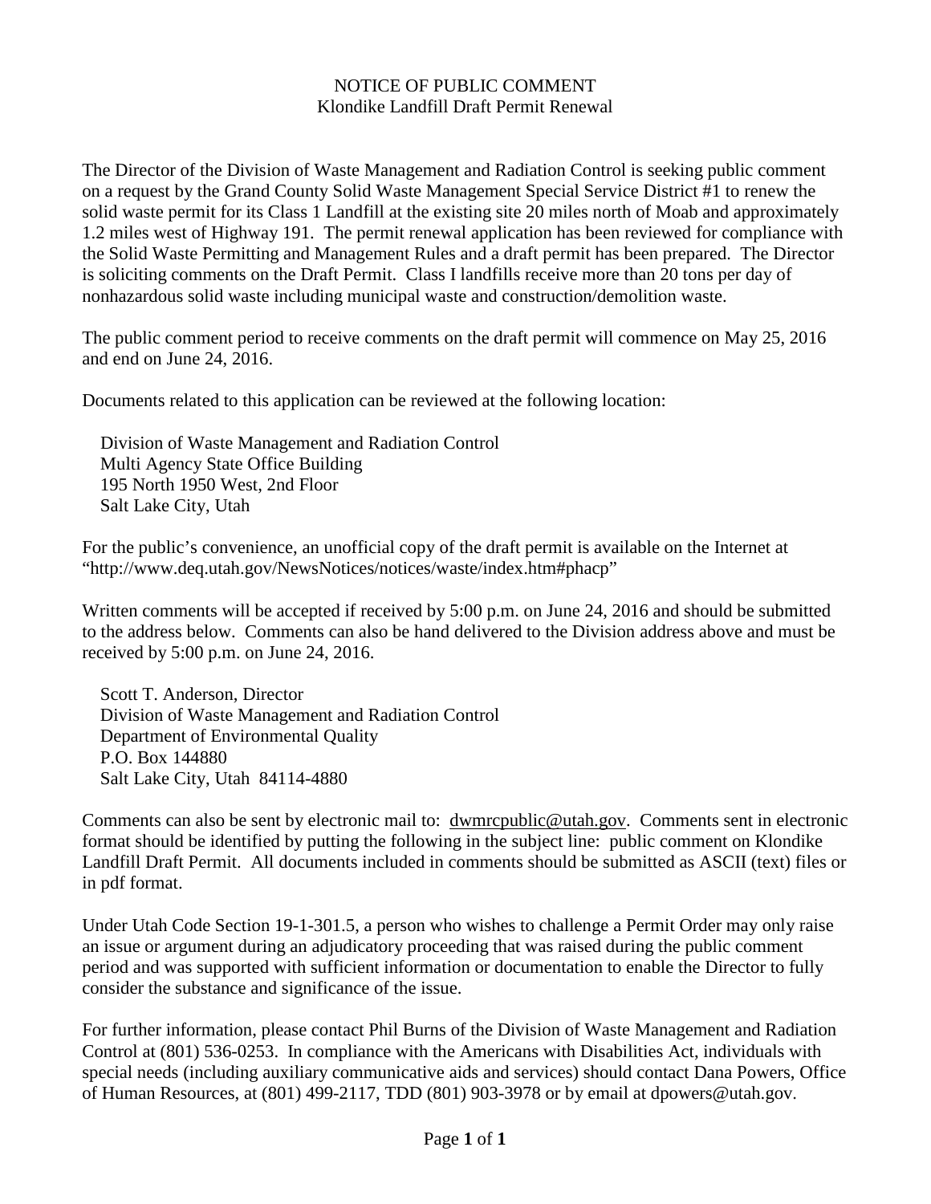# NOTICE OF PUBLIC COMMENT
## Klondike Landfill Draft Permit Renewal

The Director of the Division of Waste Management and Radiation Control is seeking public comment on a request by the Grand County Solid Waste Management Special Service District #1 to renew the solid waste permit for its Class 1 Landfill at the existing site 20 miles north of Moab and approximately 1.2 miles west of Highway 191. The permit renewal application has been reviewed for compliance with the Solid Waste Permitting and Management Rules and a draft permit has been prepared. The Director is soliciting comments on the Draft Permit. Class I landfills receive more than 20 tons per day of nonhazardous solid waste including municipal waste and construction/demolition waste.

The public comment period to receive comments on the draft permit will commence on May 25, 2016 and end on June 24, 2016.

Documents related to this application can be reviewed at the following location:

Division of Waste Management and Radiation Control
Multi Agency State Office Building
195 North 1950 West, 2nd Floor
Salt Lake City, Utah

For the public's convenience, an unofficial copy of the draft permit is available on the Internet at "http://www.deq.utah.gov/NewsNotices/notices/waste/index.htm#phacp"

Written comments will be accepted if received by 5:00 p.m. on June 24, 2016 and should be submitted to the address below. Comments can also be hand delivered to the Division address above and must be received by 5:00 p.m. on June 24, 2016.

Scott T. Anderson, Director
Division of Waste Management and Radiation Control
Department of Environmental Quality
P.O. Box 144880
Salt Lake City, Utah 84114-4880

Comments can also be sent by electronic mail to: dwmrcpublic@utah.gov. Comments sent in electronic format should be identified by putting the following in the subject line: public comment on Klondike Landfill Draft Permit. All documents included in comments should be submitted as ASCII (text) files or in pdf format.

Under Utah Code Section 19-1-301.5, a person who wishes to challenge a Permit Order may only raise an issue or argument during an adjudicatory proceeding that was raised during the public comment period and was supported with sufficient information or documentation to enable the Director to fully consider the substance and significance of the issue.

For further information, please contact Phil Burns of the Division of Waste Management and Radiation Control at (801) 536-0253. In compliance with the Americans with Disabilities Act, individuals with special needs (including auxiliary communicative aids and services) should contact Dana Powers, Office of Human Resources, at (801) 499-2117, TDD (801) 903-3978 or by email at dpowers@utah.gov.